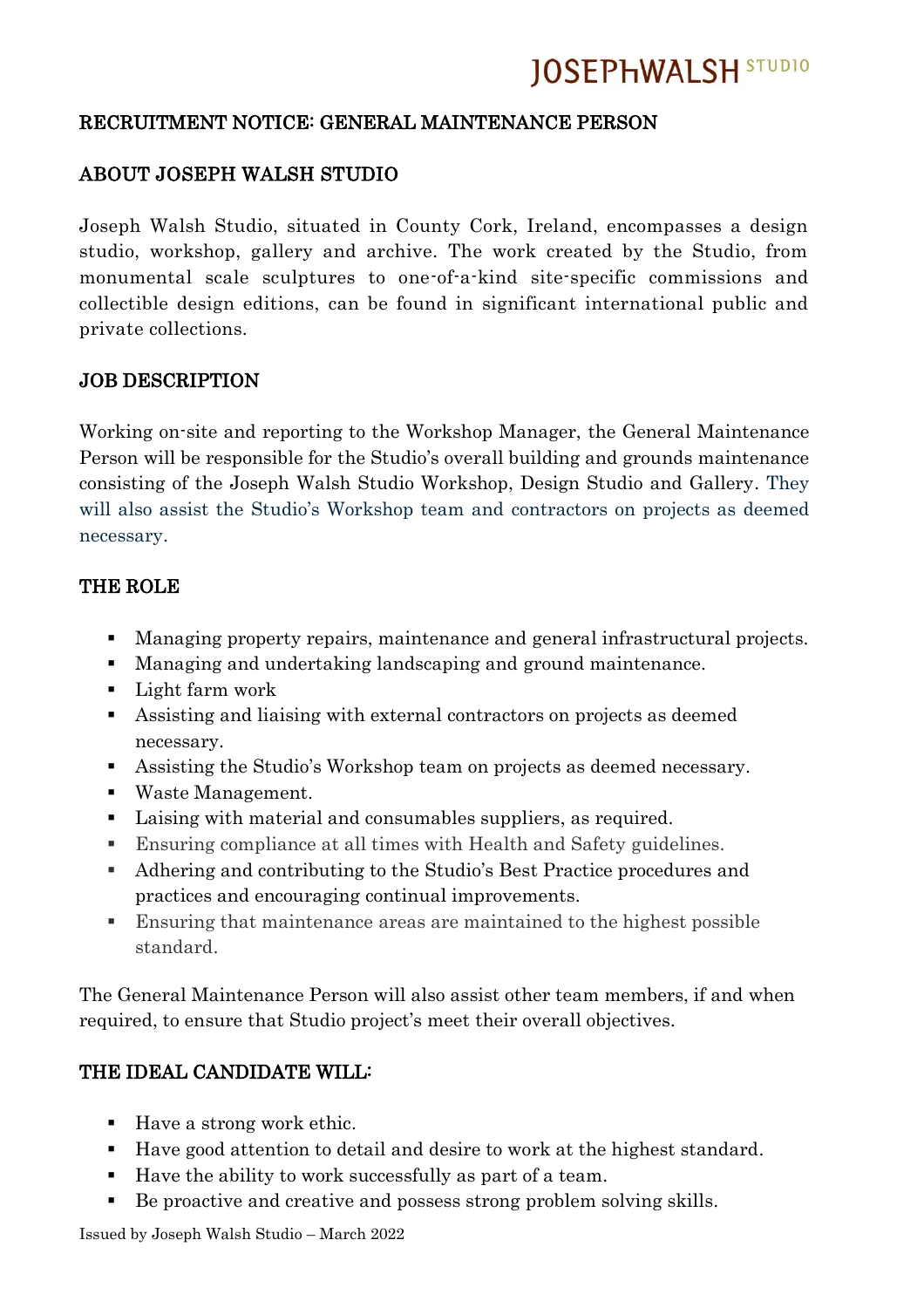# RECRUITMENT NOTICE: GENERAL MAINTENANCE PERSON

## ABOUT JOSEPH WALSH STUDIO

Joseph Walsh Studio, situated in County Cork, Ireland, encompasses a design studio, workshop, gallery and archive. The work created by the Studio, from monumental scale sculptures to one-of-a-kind site-specific commissions and collectible design editions, can be found in significant international public and private collections.

## JOB DESCRIPTION

Working on-site and reporting to the Workshop Manager, the General Maintenance Person will be responsible for the Studio's overall building and grounds maintenance consisting of the Joseph Walsh Studio Workshop, Design Studio and Gallery. They will also assist the Studio's Workshop team and contractors on projects as deemed necessary.

## THE ROLE

- Managing property repairs, maintenance and general infrastructural projects.
- Managing and undertaking landscaping and ground maintenance.
- Light farm work
- Assisting and liaising with external contractors on projects as deemed necessary.
- Assisting the Studio's Workshop team on projects as deemed necessary.
- Waste Management.
- Laising with material and consumables suppliers, as required.
- Ensuring compliance at all times with Health and Safety guidelines.
- Adhering and contributing to the Studio's Best Practice procedures and practices and encouraging continual improvements.
- Ensuring that maintenance areas are maintained to the highest possible standard.

The General Maintenance Person will also assist other team members, if and when required, to ensure that Studio project's meet their overall objectives.

## THE IDEAL CANDIDATE WILL:

- Have a strong work ethic.
- Have good attention to detail and desire to work at the highest standard.
- Have the ability to work successfully as part of a team.
- Be proactive and creative and possess strong problem solving skills.

Issued by Joseph Walsh Studio – March 2022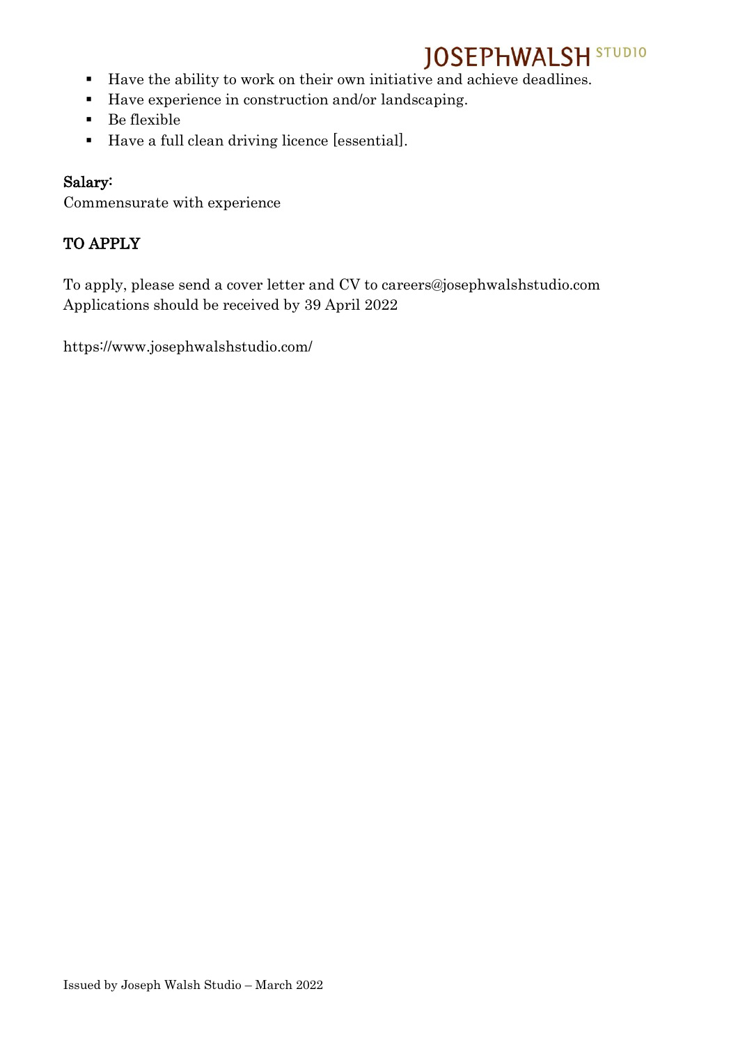- Have the ability to work on their own initiative and achieve deadlines.
- Have experience in construction and/or landscaping.
- Be flexible
- Have a full clean driving licence [essential].

**Salary:**
Commensurate with experience

## TO APPLY

To apply, please send a cover letter and CV to careers@josephwalshstudio.com
Applications should be received by 39 April 2022

https://www.josephwalshstudio.com/

Issued by Joseph Walsh Studio – March 2022